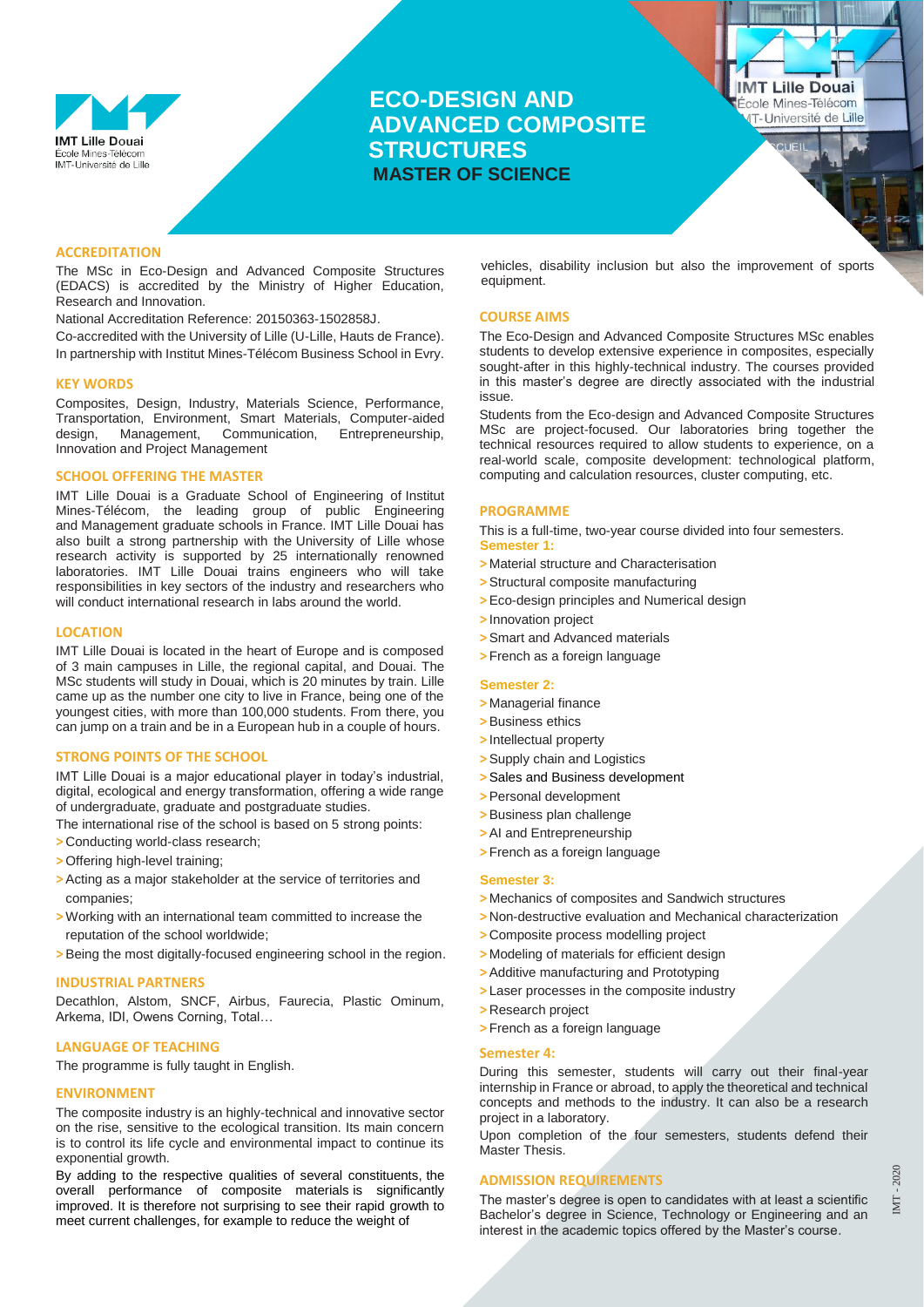# ECO-DESIGN AND ADVANCED COMPOSITE STRUCTURES

## MASTER OF SCIENCE

### ACCREDITATION

The MSc in Eco-Design and Advanced Composite Structures (EDACS) is accredited by the Ministry of Higher Education, Research and Innovation.

National Accreditation Reference: 20150363-1502858J.

Co-accredited with the University of Lille (U-Lille, Hauts de France). In partnership with Institut Mines-Télécom Business School in Evry.

### KEY WORDS

Composites, Design, Industry, Materials Science, Performance, Transportation, Environment, Smart Materials, Computer-aided design, Management, Communication, Entrepreneurship, Innovation and Project Management

### SCHOOL OFFERING THE MASTER

IMT Lille Douai is a Graduate School of Engineering of Institut Mines-Télécom, the leading group of public Engineering and Management graduate schools in France. IMT Lille Douai has also built a strong partnership with the University of Lille whose research activity is supported by 25 internationally renowned laboratories. IMT Lille Douai trains engineers who will take responsibilities in key sectors of the industry and researchers who will conduct international research in labs around the world.

### LOCATION

IMT Lille Douai is located in the heart of Europe and is composed of 3 main campuses in Lille, the regional capital, and Douai. The MSc students will study in Douai, which is 20 minutes by train. Lille came up as the number one city to live in France, being one of the youngest cities, with more than 100,000 students. From there, you can jump on a train and be in a European hub in a couple of hours.

### STRONG POINTS OF THE SCHOOL

IMT Lille Douai is a major educational player in today's industrial, digital, ecological and energy transformation, offering a wide range of undergraduate, graduate and postgraduate studies.

The international rise of the school is based on 5 strong points:

- Conducting world-class research;
- Offering high-level training;
- Acting as a major stakeholder at the service of territories and companies;
- Working with an international team committed to increase the reputation of the school worldwide;
- Being the most digitally-focused engineering school in the region.

### INDUSTRIAL PARTNERS

Decathlon, Alstom, SNCF, Airbus, Faurecia, Plastic Ominum, Arkema, IDI, Owens Corning, Total…

### LANGUAGE OF TEACHING

The programme is fully taught in English.

### ENVIRONMENT

The composite industry is an highly-technical and innovative sector on the rise, sensitive to the ecological transition. Its main concern is to control its life cycle and environmental impact to continue its exponential growth.

By adding to the respective qualities of several constituents, the overall performance of composite materials is significantly improved. It is therefore not surprising to see their rapid growth to meet current challenges, for example to reduce the weight of vehicles, disability inclusion but also the improvement of sports equipment.

### COURSE AIMS

The Eco-Design and Advanced Composite Structures MSc enables students to develop extensive experience in composites, especially sought-after in this highly-technical industry. The courses provided in this master's degree are directly associated with the industrial issue.

Students from the Eco-design and Advanced Composite Structures MSc are project-focused. Our laboratories bring together the technical resources required to allow students to experience, on a real-world scale, composite development: technological platform, computing and calculation resources, cluster computing, etc.

### PROGRAMME

This is a full-time, two-year course divided into four semesters.

**Semester 1:**

- Material structure and Characterisation
- Structural composite manufacturing
- Eco-design principles and Numerical design
- Innovation project
- Smart and Advanced materials
- French as a foreign language

**Semester 2:**

- Managerial finance
- Business ethics
- Intellectual property
- Supply chain and Logistics
- Sales and Business development
- Personal development
- Business plan challenge
- AI and Entrepreneurship
- French as a foreign language

**Semester 3:**

- Mechanics of composites and Sandwich structures
- Non-destructive evaluation and Mechanical characterization
- Composite process modelling project
- Modeling of materials for efficient design
- Additive manufacturing and Prototyping
- Laser processes in the composite industry
- Research project
- French as a foreign language

**Semester 4:**

During this semester, students will carry out their final-year internship in France or abroad, to apply the theoretical and technical concepts and methods to the industry. It can also be a research project in a laboratory.

Upon completion of the four semesters, students defend their Master Thesis.

### ADMISSION REQUIREMENTS

The master's degree is open to candidates with at least a scientific Bachelor's degree in Science, Technology or Engineering and an interest in the academic topics offered by the Master's course.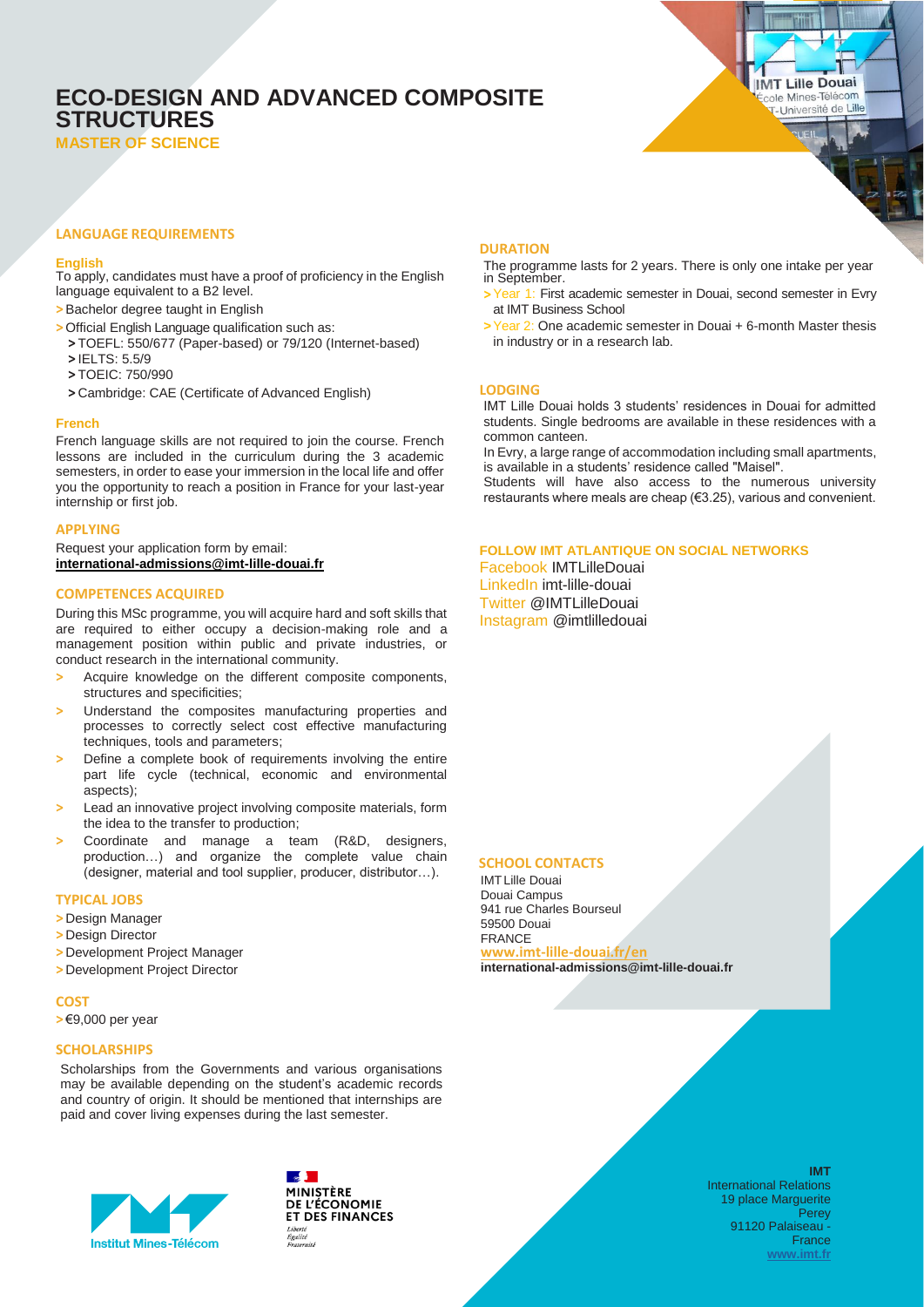# ECO-DESIGN AND ADVANCED COMPOSITE STRUCTURES

## MASTER OF SCIENCE

### LANGUAGE REQUIREMENTS

#### English

To apply, candidates must have a proof of proficiency in the English language equivalent to a B2 level.

- Bachelor degree taught in English
- Official English Language qualification such as:
  - TOEFL: 550/677 (Paper-based) or 79/120 (Internet-based)
  - IELTS: 5.5/9
  - TOEIC: 750/990
  - Cambridge: CAE (Certificate of Advanced English)

#### French

French language skills are not required to join the course. French lessons are included in the curriculum during the 3 academic semesters, in order to ease your immersion in the local life and offer you the opportunity to reach a position in France for your last-year internship or first job.

### APPLYING

Request your application form by email:
**international-admissions@imt-lille-douai.fr**

### COMPETENCES ACQUIRED

During this MSc programme, you will acquire hard and soft skills that are required to either occupy a decision-making role and a management position within public and private industries, or conduct research in the international community.

- Acquire knowledge on the different composite components, structures and specificities;
- Understand the composites manufacturing properties and processes to correctly select cost effective manufacturing techniques, tools and parameters;
- Define a complete book of requirements involving the entire part life cycle (technical, economic and environmental aspects);
- Lead an innovative project involving composite materials, form the idea to the transfer to production;
- Coordinate and manage a team (R&D, designers, production…) and organize the complete value chain (designer, material and tool supplier, producer, distributor…).

### TYPICAL JOBS

- Design Manager
- Design Director
- Development Project Manager
- Development Project Director

### COST

- €9,000 per year

### SCHOLARSHIPS

Scholarships from the Governments and various organisations may be available depending on the student's academic records and country of origin. It should be mentioned that internships are paid and cover living expenses during the last semester.

### DURATION

The programme lasts for 2 years. There is only one intake per year in September.

- Year 1: First academic semester in Douai, second semester in Evry at IMT Business School
- Year 2: One academic semester in Douai + 6-month Master thesis in industry or in a research lab.

### LODGING

IMT Lille Douai holds 3 students' residences in Douai for admitted students. Single bedrooms are available in these residences with a common canteen.

In Evry, a large range of accommodation including small apartments, is available in a students' residence called "Maisel".

Students will have also access to the numerous university restaurants where meals are cheap (€3.25), various and convenient.

### FOLLOW IMT ATLANTIQUE ON SOCIAL NETWORKS

Facebook IMTLilleDouai
LinkedIn imt-lille-douai
Twitter @IMTLilleDouai
Instagram @imtlilledouai

### SCHOOL CONTACTS

IMT Lille Douai
Douai Campus
941 rue Charles Bourseul
59500 Douai
FRANCE
**www.imt-lille-douai.fr/en**
**international-admissions@imt-lille-douai.fr**

**IMT**
International Relations
19 place Marguerite Perey
91120 Palaiseau - France
**www.imt.fr**